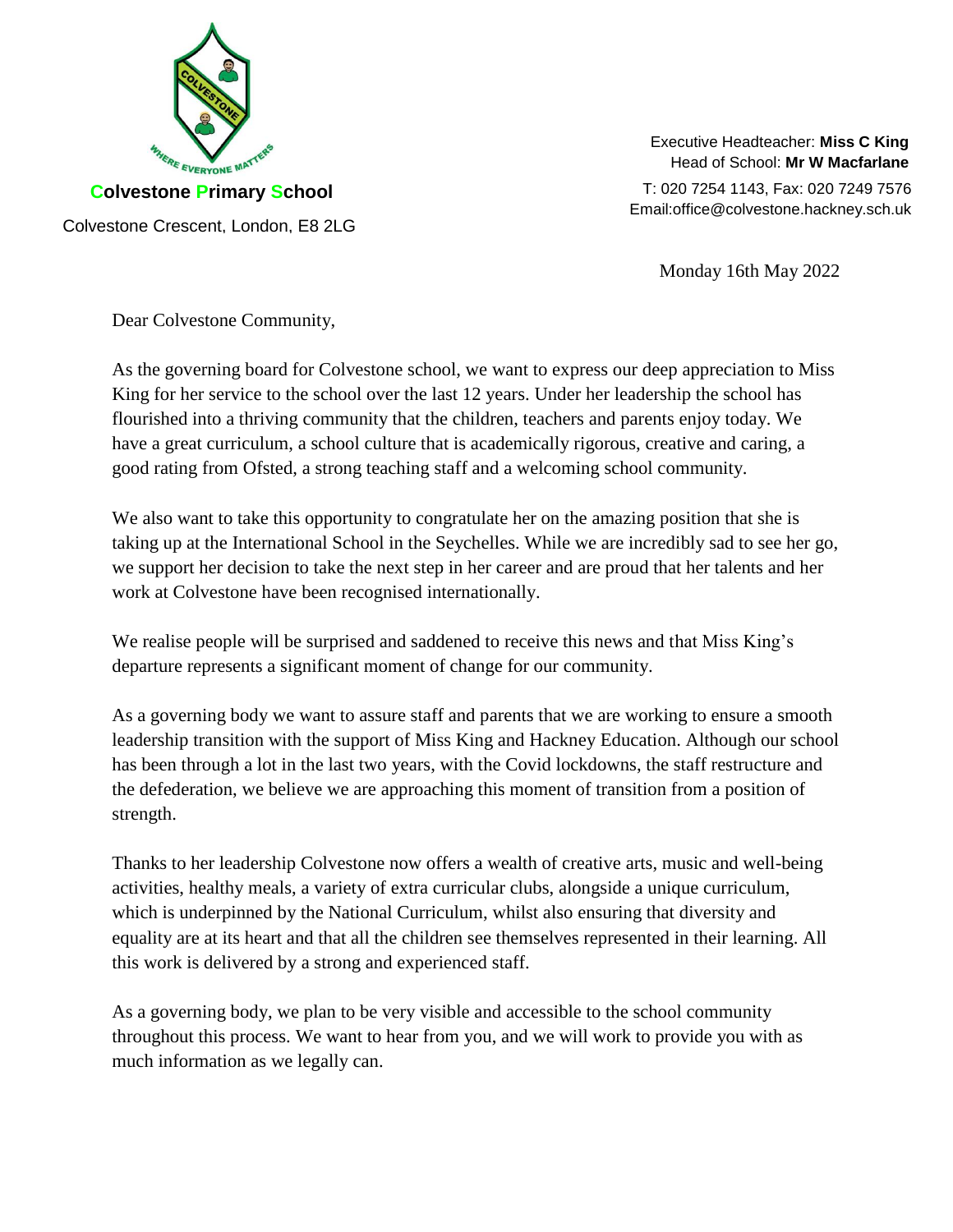**Colvestone Primary School**

Colvestone Crescent, London, E8 2LG

Executive Headteacher: **Miss C King**
Head of School: **Mr W Macfarlane**

T: 020 7254 1143, Fax: 020 7249 7576
Email:office@colvestone.hackney.sch.uk

Monday 16th May 2022

Dear Colvestone Community,

As the governing board for Colvestone school, we want to express our deep appreciation to Miss King for her service to the school over the last 12 years. Under her leadership the school has flourished into a thriving community that the children, teachers and parents enjoy today. We have a great curriculum, a school culture that is academically rigorous, creative and caring, a good rating from Ofsted, a strong teaching staff and a welcoming school community.

We also want to take this opportunity to congratulate her on the amazing position that she is taking up at the International School in the Seychelles. While we are incredibly sad to see her go, we support her decision to take the next step in her career and are proud that her talents and her work at Colvestone have been recognised internationally.

We realise people will be surprised and saddened to receive this news and that Miss King's departure represents a significant moment of change for our community.

As a governing body we want to assure staff and parents that we are working to ensure a smooth leadership transition with the support of Miss King and Hackney Education. Although our school has been through a lot in the last two years, with the Covid lockdowns, the staff restructure and the defederation, we believe we are approaching this moment of transition from a position of strength.

Thanks to her leadership Colvestone now offers a wealth of creative arts, music and well-being activities, healthy meals, a variety of extra curricular clubs, alongside a unique curriculum, which is underpinned by the National Curriculum, whilst also ensuring that diversity and equality are at its heart and that all the children see themselves represented in their learning. All this work is delivered by a strong and experienced staff.

As a governing body, we plan to be very visible and accessible to the school community throughout this process. We want to hear from you, and we will work to provide you with as much information as we legally can.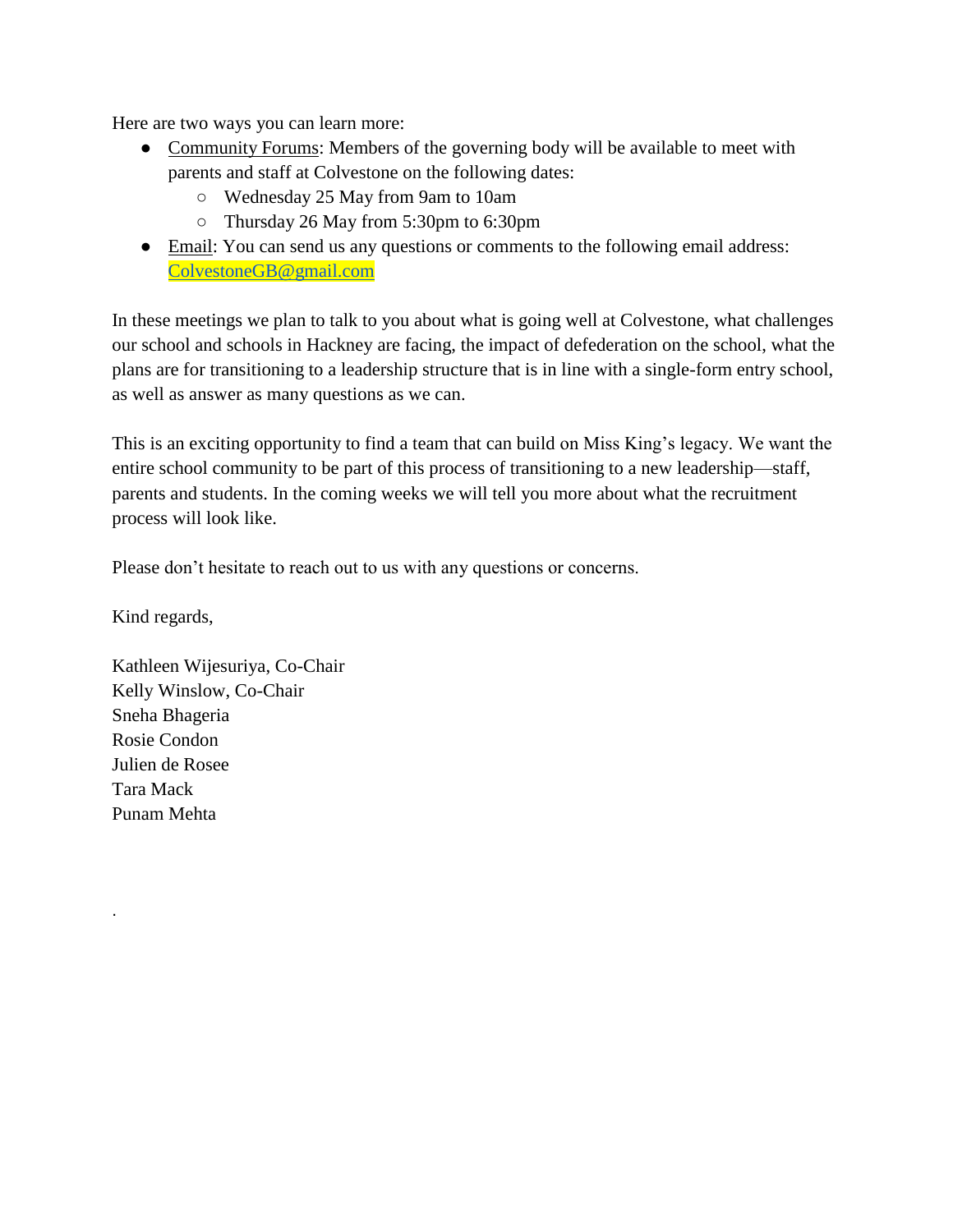Here are two ways you can learn more:

- Community Forums: Members of the governing body will be available to meet with parents and staff at Colvestone on the following dates:
  - Wednesday 25 May from 9am to 10am
  - Thursday 26 May from 5:30pm to 6:30pm
- Email: You can send us any questions or comments to the following email address: ColvestoneGB@gmail.com

In these meetings we plan to talk to you about what is going well at Colvestone, what challenges our school and schools in Hackney are facing, the impact of defederation on the school, what the plans are for transitioning to a leadership structure that is in line with a single-form entry school, as well as answer as many questions as we can.

This is an exciting opportunity to find a team that can build on Miss King's legacy. We want the entire school community to be part of this process of transitioning to a new leadership—staff, parents and students. In the coming weeks we will tell you more about what the recruitment process will look like.

Please don't hesitate to reach out to us with any questions or concerns.

Kind regards,

Kathleen Wijesuriya, Co-Chair
Kelly Winslow, Co-Chair
Sneha Bhageria
Rosie Condon
Julien de Rosee
Tara Mack
Punam Mehta

.